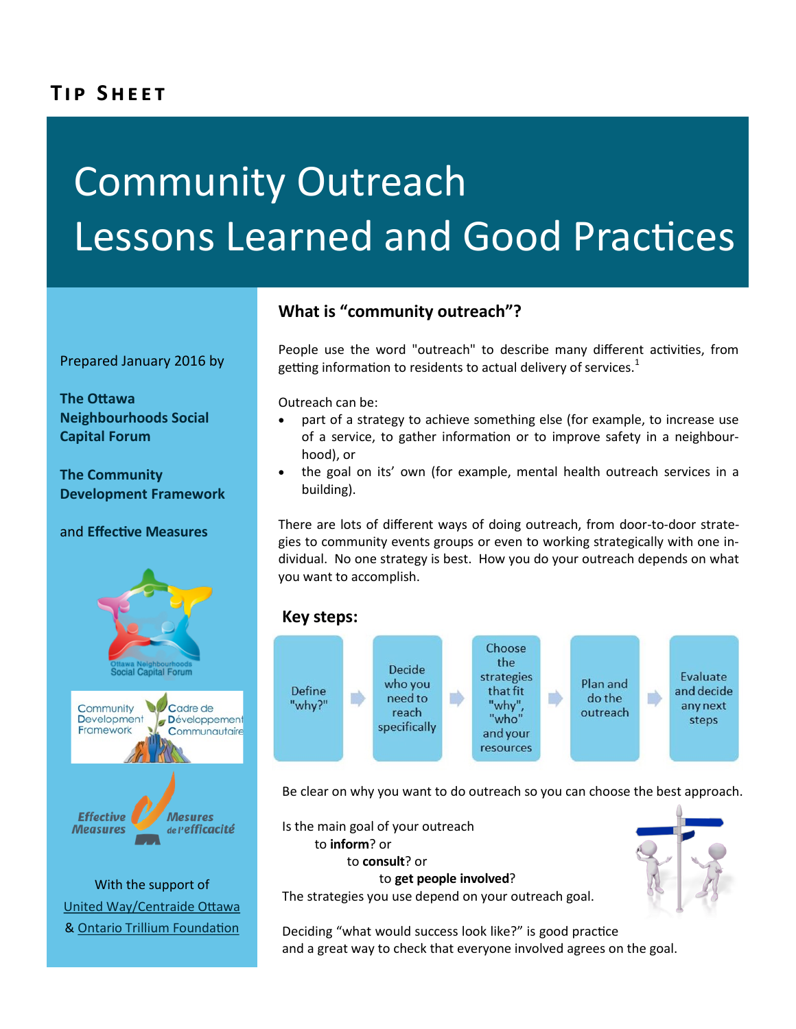**Tip Sheet**

# Community Outreach
# Lessons Learned and Good Practices

Prepared January 2016 by

**The Ottawa Neighbourhoods Social Capital Forum**

**The Community Development Framework**

and **Effective Measures**

With the support of

United Way/Centraide Ottawa

& Ontario Trillium Foundation

## What is "community outreach"?

People use the word "outreach" to describe many different activities, from getting information to residents to actual delivery of services.[1]

Outreach can be:

- part of a strategy to achieve something else (for example, to increase use of a service, to gather information or to improve safety in a neighbourhood), or
- the goal on its' own (for example, mental health outreach services in a building).

There are lots of different ways of doing outreach, from door-to-door strategies to community events groups or even to working strategically with one individual. No one strategy is best. How you do your outreach depends on what you want to accomplish.

## Key steps:

Define "why?" → Decide who you need to reach specifically → Choose the strategies that fit "why", "who" and your resources → Plan and do the outreach → Evaluate and decide any next steps

Be clear on why you want to do outreach so you can choose the best approach.

Is the main goal of your outreach
to **inform**? or
to **consult**? or
to **get people involved**?

The strategies you use depend on your outreach goal.

Deciding "what would success look like?" is good practice and a great way to check that everyone involved agrees on the goal.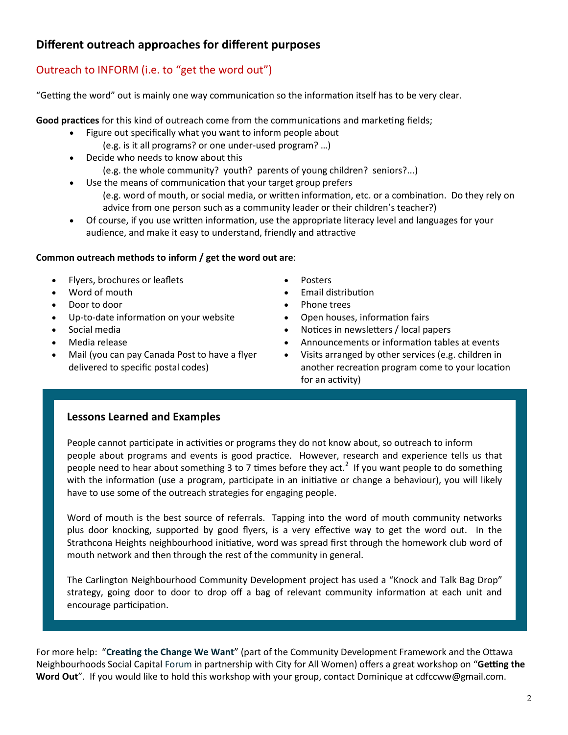## Different outreach approaches for different purposes

### Outreach to INFORM (i.e. to "get the word out")

"Getting the word" out is mainly one way communication so the information itself has to be very clear.

**Good practices** for this kind of outreach come from the communications and marketing fields;

- Figure out specifically what you want to inform people about
  (e.g. is it all programs? or one under-used program? …)
- Decide who needs to know about this
  (e.g. the whole community? youth? parents of young children? seniors?...)
- Use the means of communication that your target group prefers
  (e.g. word of mouth, or social media, or written information, etc. or a combination. Do they rely on advice from one person such as a community leader or their children's teacher?)
- Of course, if you use written information, use the appropriate literacy level and languages for your audience, and make it easy to understand, friendly and attractive

**Common outreach methods to inform / get the word out are**:

- Flyers, brochures or leaflets
- Word of mouth
- Door to door
- Up-to-date information on your website
- Social media
- Media release
- Mail (you can pay Canada Post to have a flyer delivered to specific postal codes)
- Posters
- Email distribution
- Phone trees
- Open houses, information fairs
- Notices in newsletters / local papers
- Announcements or information tables at events
- Visits arranged by other services (e.g. children in another recreation program come to your location for an activity)

### Lessons Learned and Examples

People cannot participate in activities or programs they do not know about, so outreach to inform people about programs and events is good practice. However, research and experience tells us that people need to hear about something 3 to 7 times before they act.[2] If you want people to do something with the information (use a program, participate in an initiative or change a behaviour), you will likely have to use some of the outreach strategies for engaging people.

Word of mouth is the best source of referrals. Tapping into the word of mouth community networks plus door knocking, supported by good flyers, is a very effective way to get the word out. In the Strathcona Heights neighbourhood initiative, word was spread first through the homework club word of mouth network and then through the rest of the community in general.

The Carlington Neighbourhood Community Development project has used a "Knock and Talk Bag Drop" strategy, going door to door to drop off a bag of relevant community information at each unit and encourage participation.

For more help: "**Creating the Change We Want**" (part of the Community Development Framework and the Ottawa Neighbourhoods Social Capital Forum in partnership with City for All Women) offers a great workshop on "**Getting the Word Out**". If you would like to hold this workshop with your group, contact Dominique at cdfccww@gmail.com.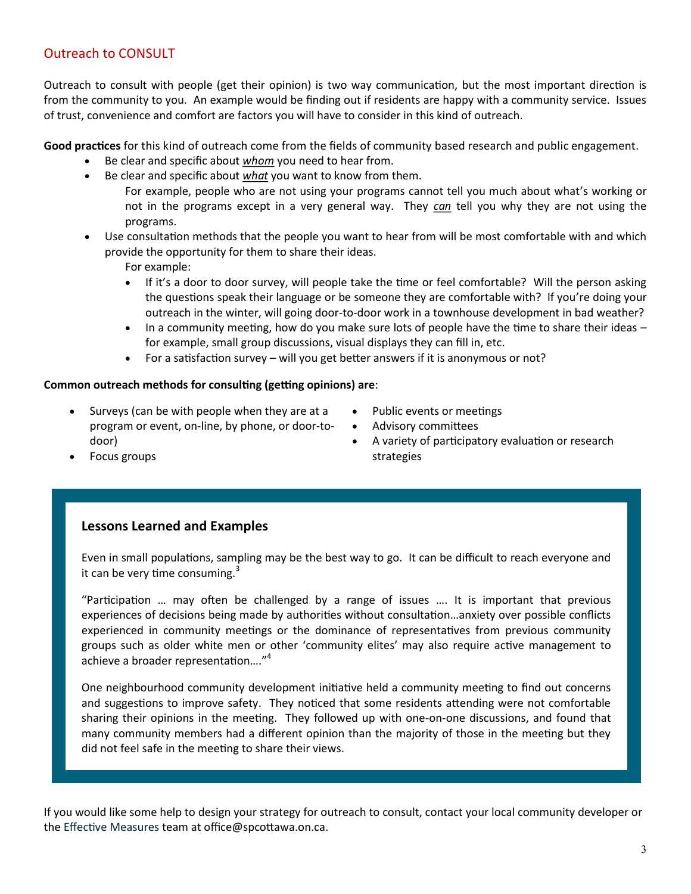## Outreach to CONSULT

Outreach to consult with people (get their opinion) is two way communication, but the most important direction is from the community to you. An example would be finding out if residents are happy with a community service. Issues of trust, convenience and comfort are factors you will have to consider in this kind of outreach.

**Good practices** for this kind of outreach come from the fields of community based research and public engagement.

- Be clear and specific about ***whom*** you need to hear from.
- Be clear and specific about ***what*** you want to know from them.

  For example, people who are not using your programs cannot tell you much about what's working or not in the programs except in a very general way. They ***can*** tell you why they are not using the programs.
- Use consultation methods that the people you want to hear from will be most comfortable with and which provide the opportunity for them to share their ideas.

  For example:
  - If it's a door to door survey, will people take the time or feel comfortable? Will the person asking the questions speak their language or be someone they are comfortable with? If you're doing your outreach in the winter, will going door-to-door work in a townhouse development in bad weather?
  - In a community meeting, how do you make sure lots of people have the time to share their ideas – for example, small group discussions, visual displays they can fill in, etc.
  - For a satisfaction survey – will you get better answers if it is anonymous or not?

**Common outreach methods for consulting (getting opinions) are**:

- Surveys (can be with people when they are at a program or event, on-line, by phone, or door-to-door)
- Focus groups
- Public events or meetings
- Advisory committees
- A variety of participatory evaluation or research strategies

### Lessons Learned and Examples

Even in small populations, sampling may be the best way to go. It can be difficult to reach everyone and it can be very time consuming.[3]

"Participation … may often be challenged by a range of issues …. It is important that previous experiences of decisions being made by authorities without consultation…anxiety over possible conflicts experienced in community meetings or the dominance of representatives from previous community groups such as older white men or other 'community elites' may also require active management to achieve a broader representation…."[4]

One neighbourhood community development initiative held a community meeting to find out concerns and suggestions to improve safety. They noticed that some residents attending were not comfortable sharing their opinions in the meeting. They followed up with one-on-one discussions, and found that many community members had a different opinion than the majority of those in the meeting but they did not feel safe in the meeting to share their views.

If you would like some help to design your strategy for outreach to consult, contact your local community developer or the Effective Measures team at office@spcottawa.on.ca.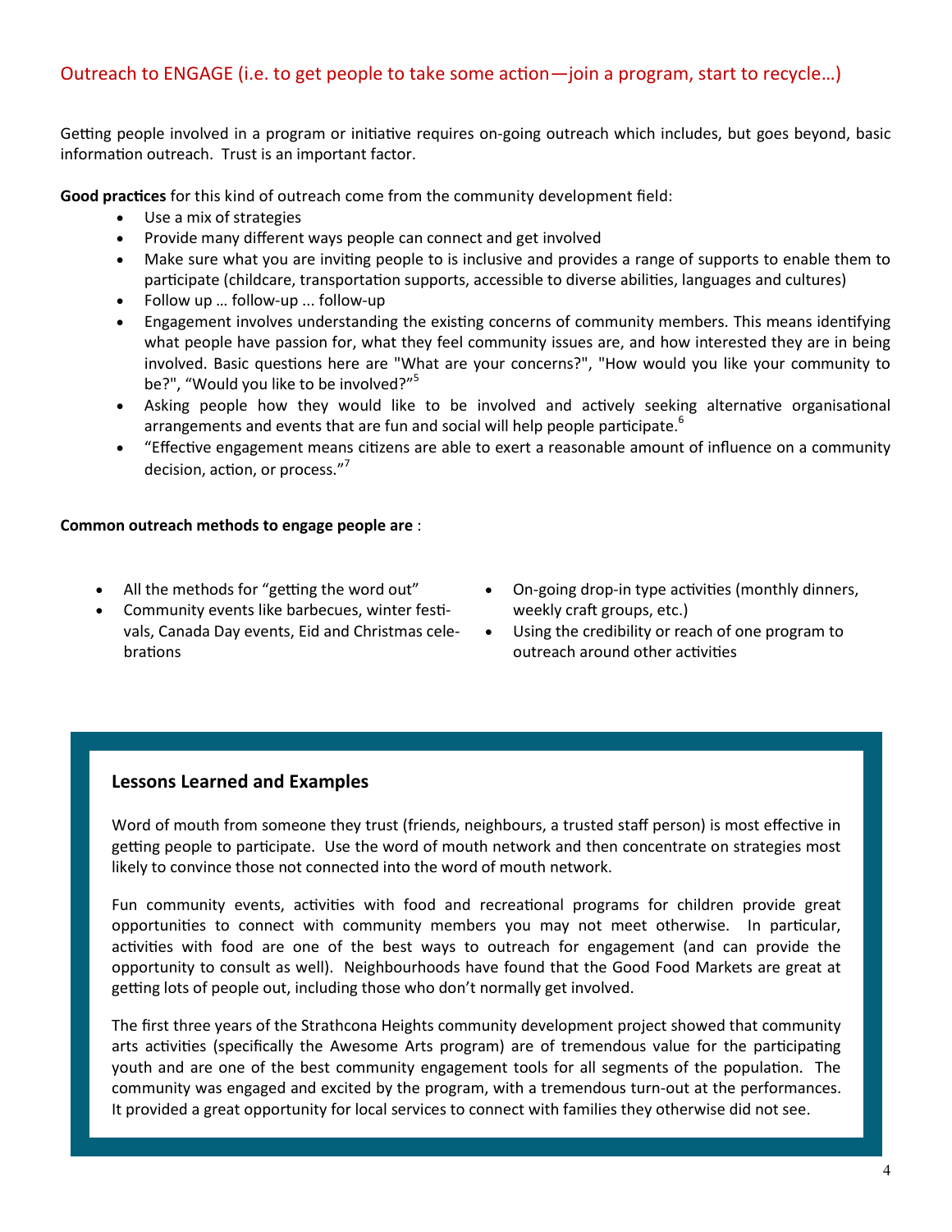## Outreach to ENGAGE (i.e. to get people to take some action—join a program, start to recycle…)

Getting people involved in a program or initiative requires on-going outreach which includes, but goes beyond, basic information outreach. Trust is an important factor.

**Good practices** for this kind of outreach come from the community development field:

- Use a mix of strategies
- Provide many different ways people can connect and get involved
- Make sure what you are inviting people to is inclusive and provides a range of supports to enable them to participate (childcare, transportation supports, accessible to diverse abilities, languages and cultures)
- Follow up … follow-up ... follow-up
- Engagement involves understanding the existing concerns of community members. This means identifying what people have passion for, what they feel community issues are, and how interested they are in being involved. Basic questions here are "What are your concerns?", "How would you like your community to be?", “Would you like to be involved?”[5]
- Asking people how they would like to be involved and actively seeking alternative organisational arrangements and events that are fun and social will help people participate.[6]
- “Effective engagement means citizens are able to exert a reasonable amount of influence on a community decision, action, or process.”[7]

**Common outreach methods to engage people are** :

- All the methods for “getting the word out”
- Community events like barbecues, winter festivals, Canada Day events, Eid and Christmas celebrations
- On-going drop-in type activities (monthly dinners, weekly craft groups, etc.)
- Using the credibility or reach of one program to outreach around other activities

### Lessons Learned and Examples

Word of mouth from someone they trust (friends, neighbours, a trusted staff person) is most effective in getting people to participate. Use the word of mouth network and then concentrate on strategies most likely to convince those not connected into the word of mouth network.

Fun community events, activities with food and recreational programs for children provide great opportunities to connect with community members you may not meet otherwise. In particular, activities with food are one of the best ways to outreach for engagement (and can provide the opportunity to consult as well). Neighbourhoods have found that the Good Food Markets are great at getting lots of people out, including those who don’t normally get involved.

The first three years of the Strathcona Heights community development project showed that community arts activities (specifically the Awesome Arts program) are of tremendous value for the participating youth and are one of the best community engagement tools for all segments of the population. The community was engaged and excited by the program, with a tremendous turn-out at the performances. It provided a great opportunity for local services to connect with families they otherwise did not see.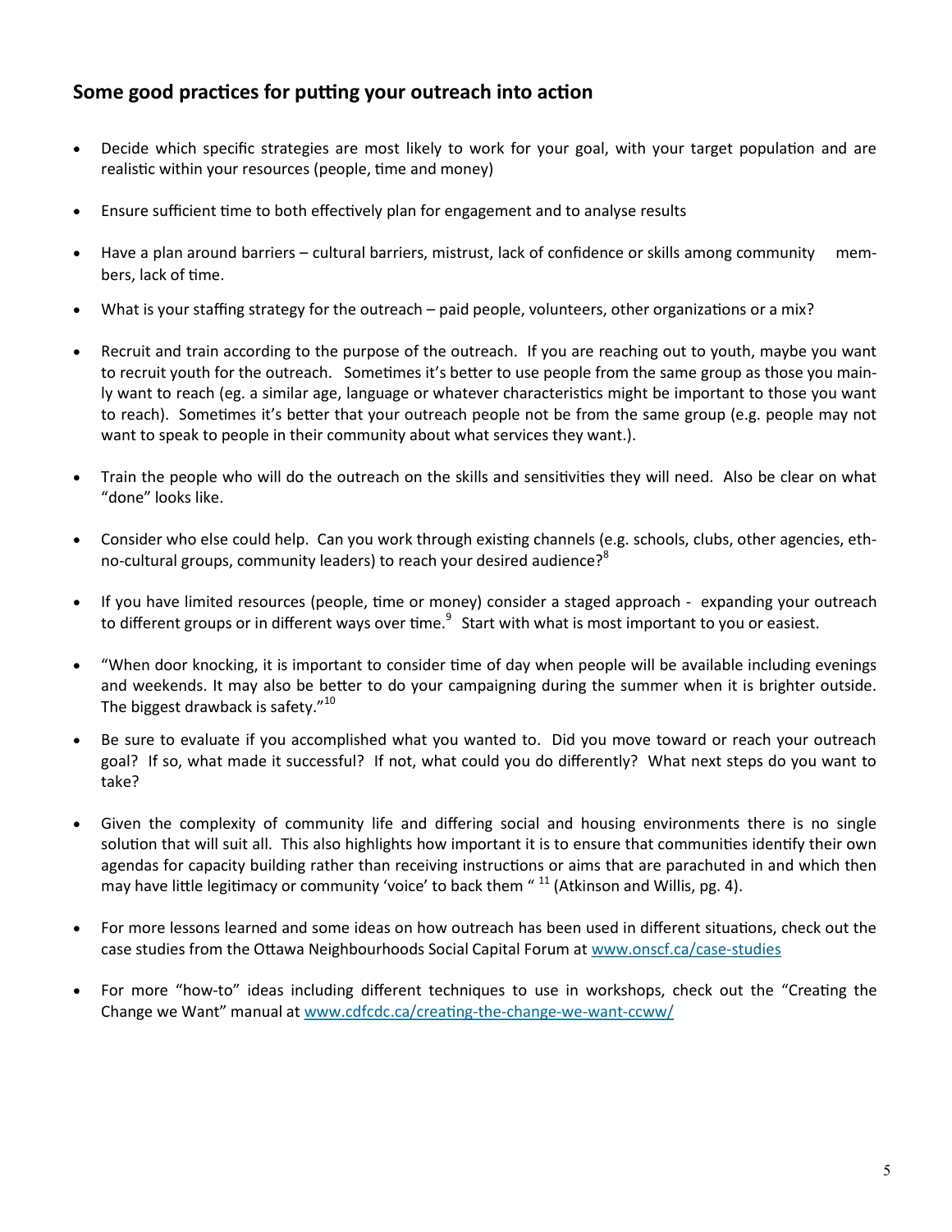## Some good practices for putting your outreach into action

- Decide which specific strategies are most likely to work for your goal, with your target population and are realistic within your resources (people, time and money)
- Ensure sufficient time to both effectively plan for engagement and to analyse results
- Have a plan around barriers – cultural barriers, mistrust, lack of confidence or skills among community members, lack of time.
- What is your staffing strategy for the outreach – paid people, volunteers, other organizations or a mix?
- Recruit and train according to the purpose of the outreach. If you are reaching out to youth, maybe you want to recruit youth for the outreach. Sometimes it's better to use people from the same group as those you mainly want to reach (eg. a similar age, language or whatever characteristics might be important to those you want to reach). Sometimes it's better that your outreach people not be from the same group (e.g. people may not want to speak to people in their community about what services they want.).
- Train the people who will do the outreach on the skills and sensitivities they will need. Also be clear on what "done" looks like.
- Consider who else could help. Can you work through existing channels (e.g. schools, clubs, other agencies, ethno-cultural groups, community leaders) to reach your desired audience?[8]
- If you have limited resources (people, time or money) consider a staged approach - expanding your outreach to different groups or in different ways over time.[9] Start with what is most important to you or easiest.
- "When door knocking, it is important to consider time of day when people will be available including evenings and weekends. It may also be better to do your campaigning during the summer when it is brighter outside. The biggest drawback is safety."[10]
- Be sure to evaluate if you accomplished what you wanted to. Did you move toward or reach your outreach goal? If so, what made it successful? If not, what could you do differently? What next steps do you want to take?
- Given the complexity of community life and differing social and housing environments there is no single solution that will suit all. This also highlights how important it is to ensure that communities identify their own agendas for capacity building rather than receiving instructions or aims that are parachuted in and which then may have little legitimacy or community 'voice' to back them " [11] (Atkinson and Willis, pg. 4).
- For more lessons learned and some ideas on how outreach has been used in different situations, check out the case studies from the Ottawa Neighbourhoods Social Capital Forum at www.onscf.ca/case-studies
- For more "how-to" ideas including different techniques to use in workshops, check out the "Creating the Change we Want" manual at www.cdfcdc.ca/creating-the-change-we-want-ccww/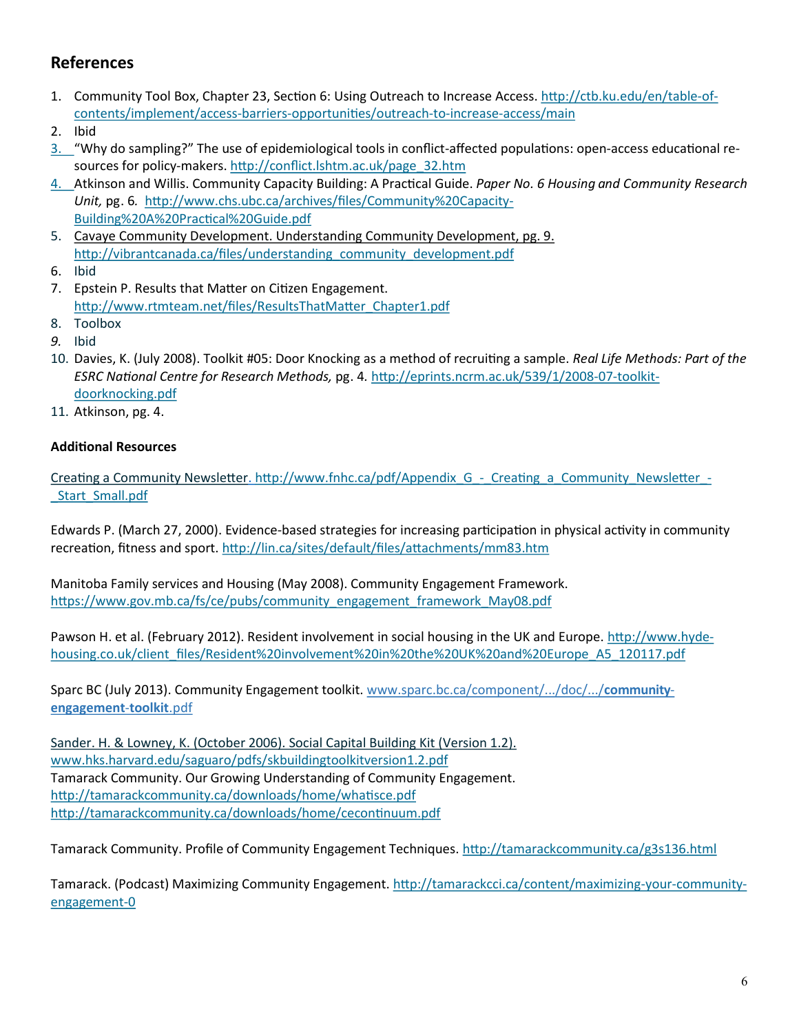## References

1. Community Tool Box, Chapter 23, Section 6: Using Outreach to Increase Access. http://ctb.ku.edu/en/table-of-contents/implement/access-barriers-opportunities/outreach-to-increase-access/main
2. Ibid
3. "Why do sampling?" The use of epidemiological tools in conflict-affected populations: open-access educational resources for policy-makers. http://conflict.lshtm.ac.uk/page_32.htm
4. Atkinson and Willis. Community Capacity Building: A Practical Guide. *Paper No. 6 Housing and Community Research Unit,* pg. 6. http://www.chs.ubc.ca/archives/files/Community%20Capacity-Building%20A%20Practical%20Guide.pdf
5. Cavaye Community Development. Understanding Community Development, pg. 9. http://vibrantcanada.ca/files/understanding_community_development.pdf
6. Ibid
7. Epstein P. Results that Matter on Citizen Engagement. http://www.rtmteam.net/files/ResultsThatMatter_Chapter1.pdf
8. Toolbox
9. Ibid
10. Davies, K. (July 2008). Toolkit #05: Door Knocking as a method of recruiting a sample. *Real Life Methods: Part of the ESRC National Centre for Research Methods,* pg. 4. http://eprints.ncrm.ac.uk/539/1/2008-07-toolkit-doorknocking.pdf
11. Atkinson, pg. 4.

**Additional Resources**

Creating a Community Newsletter. http://www.fnhc.ca/pdf/Appendix_G_-_Creating_a_Community_Newsletter_-_Start_Small.pdf

Edwards P. (March 27, 2000). Evidence-based strategies for increasing participation in physical activity in community recreation, fitness and sport. http://lin.ca/sites/default/files/attachments/mm83.htm

Manitoba Family services and Housing (May 2008). Community Engagement Framework. https://www.gov.mb.ca/fs/ce/pubs/community_engagement_framework_May08.pdf

Pawson H. et al. (February 2012). Resident involvement in social housing in the UK and Europe. http://www.hyde-housing.co.uk/client_files/Resident%20involvement%20in%20the%20UK%20and%20Europe_A5_120117.pdf

Sparc BC (July 2013). Community Engagement toolkit. www.sparc.bc.ca/component/.../doc/.../**community-engagement-toolkit**.pdf

Sander. H. & Lowney, K. (October 2006). Social Capital Building Kit (Version 1.2). www.hks.harvard.edu/saguaro/pdfs/skbuildingtoolkitversion1.2.pdf
Tamarack Community. Our Growing Understanding of Community Engagement.
http://tamarackcommunity.ca/downloads/home/whatisce.pdf
http://tamarackcommunity.ca/downloads/home/cecontinuum.pdf

Tamarack Community. Profile of Community Engagement Techniques. http://tamarackcommunity.ca/g3s136.html

Tamarack. (Podcast) Maximizing Community Engagement. http://tamarackcci.ca/content/maximizing-your-community-engagement-0